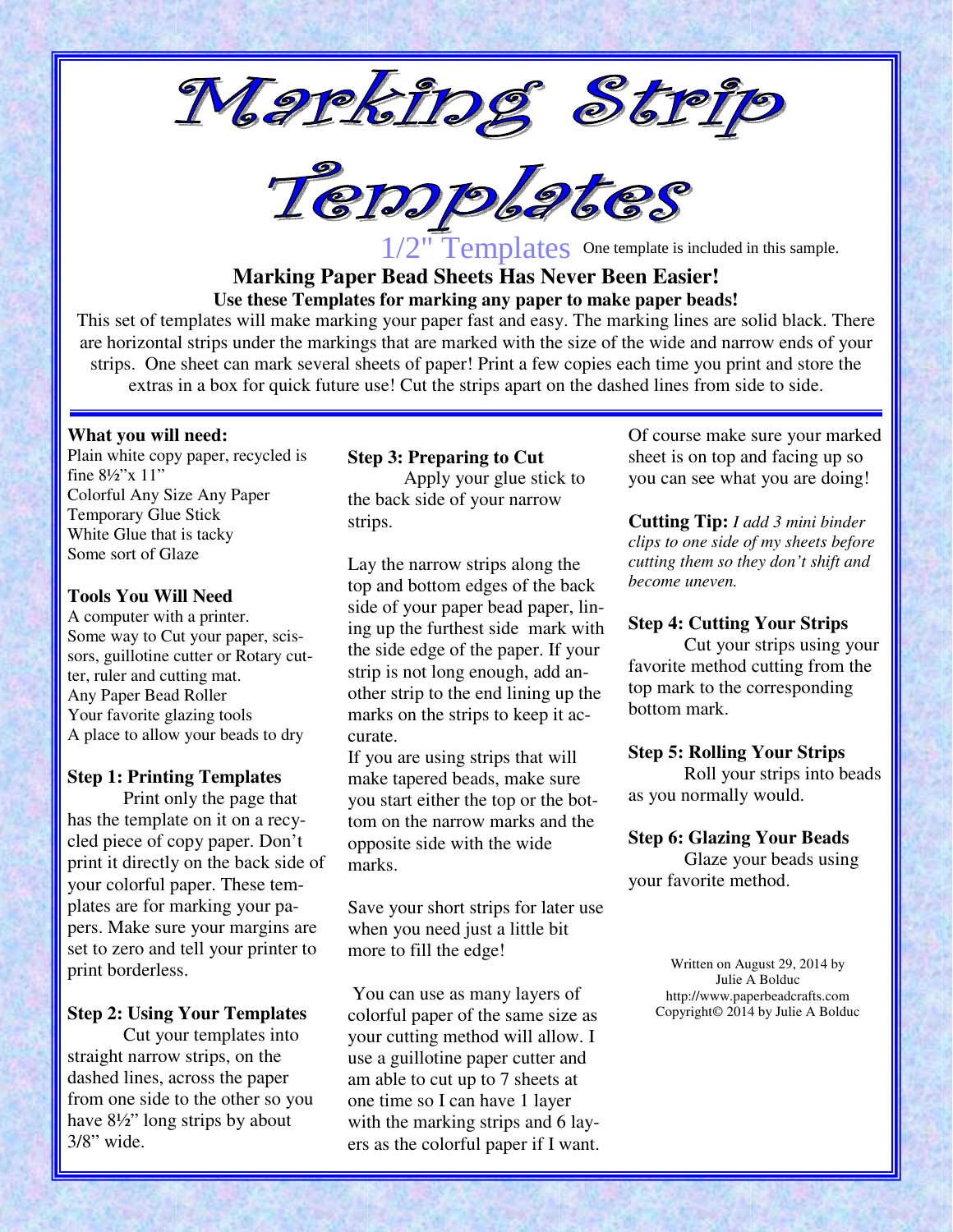# Marking Strip Templates

1/2" Templates One template is included in this sample.

## Marking Paper Bead Sheets Has Never Been Easier!

### Use these Templates for marking any paper to make paper beads!

This set of templates will make marking your paper fast and easy. The marking lines are solid black. There are horizontal strips under the markings that are marked with the size of the wide and narrow ends of your strips. One sheet can mark several sheets of paper! Print a few copies each time you print and store the extras in a box for quick future use! Cut the strips apart on the dashed lines from side to side.

**What you will need:**

Plain white copy paper, recycled is fine 8½"x 11"
Colorful Any Size Any Paper
Temporary Glue Stick
White Glue that is tacky
Some sort of Glaze

**Tools You Will Need**

A computer with a printer.
Some way to Cut your paper, scissors, guillotine cutter or Rotary cutter, ruler and cutting mat.
Any Paper Bead Roller
Your favorite glazing tools
A place to allow your beads to dry

**Step 1: Printing Templates**

Print only the page that has the template on it on a recycled piece of copy paper. Don't print it directly on the back side of your colorful paper. These templates are for marking your papers. Make sure your margins are set to zero and tell your printer to print borderless.

**Step 2: Using Your Templates**

Cut your templates into straight narrow strips, on the dashed lines, across the paper from one side to the other so you have 8½" long strips by about 3/8" wide.

**Step 3: Preparing to Cut**

Apply your glue stick to the back side of your narrow strips.

Lay the narrow strips along the top and bottom edges of the back side of your paper bead paper, lining up the furthest side mark with the side edge of the paper. If your strip is not long enough, add another strip to the end lining up the marks on the strips to keep it accurate.

If you are using strips that will make tapered beads, make sure you start either the top or the bottom on the narrow marks and the opposite side with the wide marks.

Save your short strips for later use when you need just a little bit more to fill the edge!

You can use as many layers of colorful paper of the same size as your cutting method will allow. I use a guillotine paper cutter and am able to cut up to 7 sheets at one time so I can have 1 layer with the marking strips and 6 layers as the colorful paper if I want. Of course make sure your marked sheet is on top and facing up so you can see what you are doing!

**Cutting Tip:** *I add 3 mini binder clips to one side of my sheets before cutting them so they don't shift and become uneven.*

**Step 4: Cutting Your Strips**

Cut your strips using your favorite method cutting from the top mark to the corresponding bottom mark.

**Step 5: Rolling Your Strips**

Roll your strips into beads as you normally would.

**Step 6: Glazing Your Beads**

Glaze your beads using your favorite method.

Written on August 29, 2014 by
Julie A Bolduc
http://www.paperbeadcrafts.com
Copyright© 2014 by Julie A Bolduc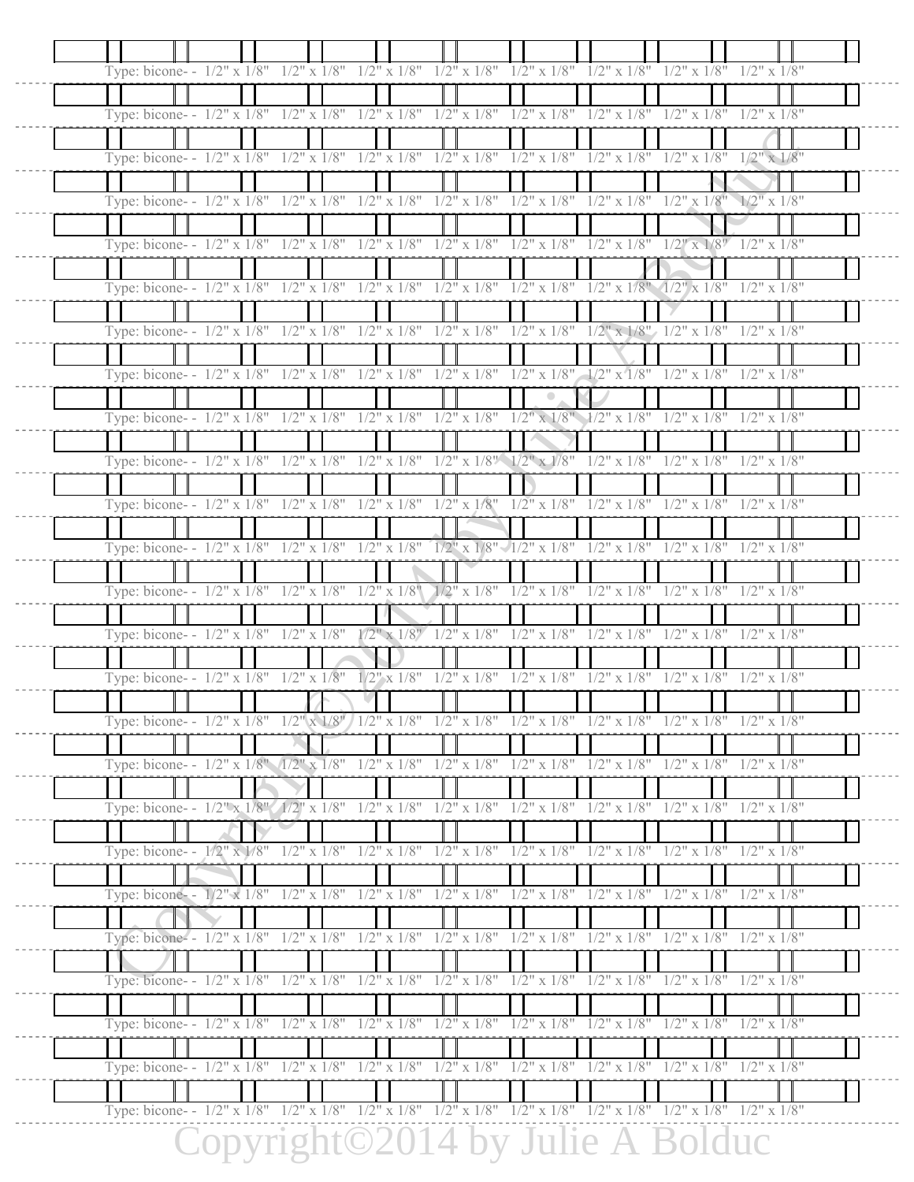Type: bicone- - 1/2" x 1/8" 1/2" x 1/8" 1/2" x 1/8" 1/2" x 1/8" 1/2" x 1/8" 1/2" x 1/8" 1/2" x 1/8" 1/2" x 1/8"

Type: bicone- - 1/2" x 1/8" 1/2" x 1/8" 1/2" x 1/8" 1/2" x 1/8" 1/2" x 1/8" 1/2" x 1/8" 1/2" x 1/8" 1/2" x 1/8"

Type: bicone- - 1/2" x 1/8" 1/2" x 1/8" 1/2" x 1/8" 1/2" x 1/8" 1/2" x 1/8" 1/2" x 1/8" 1/2" x 1/8" 1/2" x 1/8"

Type: bicone- - 1/2" x 1/8" 1/2" x 1/8" 1/2" x 1/8" 1/2" x 1/8" 1/2" x 1/8" 1/2" x 1/8" 1/2" x 1/8" 1/2" x 1/8"

Type: bicone- - 1/2" x 1/8" 1/2" x 1/8" 1/2" x 1/8" 1/2" x 1/8" 1/2" x 1/8" 1/2" x 1/8" 1/2" x 1/8" 1/2" x 1/8"

Type: bicone- - 1/2" x 1/8" 1/2" x 1/8" 1/2" x 1/8" 1/2" x 1/8" 1/2" x 1/8" 1/2" x 1/8" 1/2" x 1/8" 1/2" x 1/8"

Type: bicone- - 1/2" x 1/8" 1/2" x 1/8" 1/2" x 1/8" 1/2" x 1/8" 1/2" x 1/8" 1/2" x 1/8" 1/2" x 1/8" 1/2" x 1/8"

Type: bicone- - 1/2" x 1/8" 1/2" x 1/8" 1/2" x 1/8" 1/2" x 1/8" 1/2" x 1/8" 1/2" x 1/8" 1/2" x 1/8" 1/2" x 1/8"

Type: bicone- - 1/2" x 1/8" 1/2" x 1/8" 1/2" x 1/8" 1/2" x 1/8" 1/2" x 1/8" 1/2" x 1/8" 1/2" x 1/8" 1/2" x 1/8"

Type: bicone- - 1/2" x 1/8" 1/2" x 1/8" 1/2" x 1/8" 1/2" x 1/8" 1/2" x 1/8" 1/2" x 1/8" 1/2" x 1/8" 1/2" x 1/8"

Type: bicone- - 1/2" x 1/8" 1/2" x 1/8" 1/2" x 1/8" 1/2" x 1/8" 1/2" x 1/8" 1/2" x 1/8" 1/2" x 1/8" 1/2" x 1/8"

Type: bicone- - 1/2" x 1/8" 1/2" x 1/8" 1/2" x 1/8" 1/2" x 1/8" 1/2" x 1/8" 1/2" x 1/8" 1/2" x 1/8" 1/2" x 1/8"

Type: bicone- - 1/2" x 1/8" 1/2" x 1/8" 1/2" x 1/8" 1/2" x 1/8" 1/2" x 1/8" 1/2" x 1/8" 1/2" x 1/8" 1/2" x 1/8"

Type: bicone- - 1/2" x 1/8" 1/2" x 1/8" 1/2" x 1/8" 1/2" x 1/8" 1/2" x 1/8" 1/2" x 1/8" 1/2" x 1/8" 1/2" x 1/8"

Type: bicone- - 1/2" x 1/8" 1/2" x 1/8" 1/2" x 1/8" 1/2" x 1/8" 1/2" x 1/8" 1/2" x 1/8" 1/2" x 1/8" 1/2" x 1/8"

Type: bicone- - 1/2" x 1/8" 1/2" x 1/8" 1/2" x 1/8" 1/2" x 1/8" 1/2" x 1/8" 1/2" x 1/8" 1/2" x 1/8" 1/2" x 1/8"

Type: bicone- - 1/2" x 1/8" 1/2" x 1/8" 1/2" x 1/8" 1/2" x 1/8" 1/2" x 1/8" 1/2" x 1/8" 1/2" x 1/8" 1/2" x 1/8"

Type: bicone- - 1/2" x 1/8" 1/2" x 1/8" 1/2" x 1/8" 1/2" x 1/8" 1/2" x 1/8" 1/2" x 1/8" 1/2" x 1/8" 1/2" x 1/8"

Type: bicone- - 1/2" x 1/8" 1/2" x 1/8" 1/2" x 1/8" 1/2" x 1/8" 1/2" x 1/8" 1/2" x 1/8" 1/2" x 1/8" 1/2" x 1/8"

Type: bicone- - 1/2" x 1/8" 1/2" x 1/8" 1/2" x 1/8" 1/2" x 1/8" 1/2" x 1/8" 1/2" x 1/8" 1/2" x 1/8" 1/2" x 1/8"

Type: bicone- - 1/2" x 1/8" 1/2" x 1/8" 1/2" x 1/8" 1/2" x 1/8" 1/2" x 1/8" 1/2" x 1/8" 1/2" x 1/8" 1/2" x 1/8"

Type: bicone- - 1/2" x 1/8" 1/2" x 1/8" 1/2" x 1/8" 1/2" x 1/8" 1/2" x 1/8" 1/2" x 1/8" 1/2" x 1/8" 1/2" x 1/8"

Type: bicone- - 1/2" x 1/8" 1/2" x 1/8" 1/2" x 1/8" 1/2" x 1/8" 1/2" x 1/8" 1/2" x 1/8" 1/2" x 1/8" 1/2" x 1/8"

Type: bicone- - 1/2" x 1/8" 1/2" x 1/8" 1/2" x 1/8" 1/2" x 1/8" 1/2" x 1/8" 1/2" x 1/8" 1/2" x 1/8" 1/2" x 1/8"

Type: bicone- - 1/2" x 1/8" 1/2" x 1/8" 1/2" x 1/8" 1/2" x 1/8" 1/2" x 1/8" 1/2" x 1/8" 1/2" x 1/8" 1/2" x 1/8"

Copyright©2014 by Julie A Bolduc